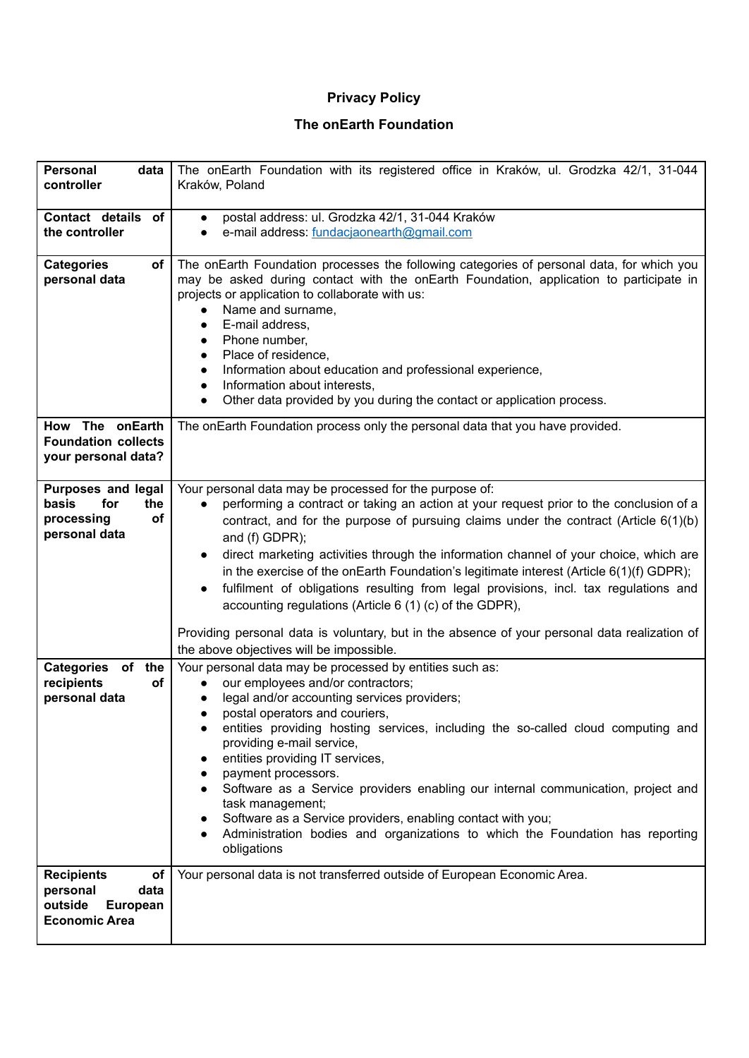# Privacy Policy

## The onEarth Foundation

| | |
|---|---|
| **Personal data controller** | The onEarth Foundation with its registered office in Kraków, ul. Grodzka 42/1, 31-044 Kraków, Poland |
| **Contact details of the controller** | • postal address: ul. Grodzka 42/1, 31-044 Kraków<br>• e-mail address: fundacjaonearth@gmail.com |
| **Categories of personal data** | The onEarth Foundation processes the following categories of personal data, for which you may be asked during contact with the onEarth Foundation, application to participate in projects or application to collaborate with us:<br>• Name and surname,<br>• E-mail address,<br>• Phone number,<br>• Place of residence,<br>• Information about education and professional experience,<br>• Information about interests,<br>• Other data provided by you during the contact or application process. |
| **How The onEarth Foundation collects your personal data?** | The onEarth Foundation process only the personal data that you have provided. |
| **Purposes and legal basis for the processing of personal data** | Your personal data may be processed for the purpose of:<br>• performing a contract or taking an action at your request prior to the conclusion of a contract, and for the purpose of pursuing claims under the contract (Article 6(1)(b) and (f) GDPR);<br>• direct marketing activities through the information channel of your choice, which are in the exercise of the onEarth Foundation's legitimate interest (Article 6(1)(f) GDPR);<br>• fulfilment of obligations resulting from legal provisions, incl. tax regulations and accounting regulations (Article 6 (1) (c) of the GDPR),<br><br>Providing personal data is voluntary, but in the absence of your personal data realization of the above objectives will be impossible. |
| **Categories of the recipients of personal data** | Your personal data may be processed by entities such as:<br>• our employees and/or contractors;<br>• legal and/or accounting services providers;<br>• postal operators and couriers,<br>• entities providing hosting services, including the so-called cloud computing and providing e-mail service,<br>• entities providing IT services,<br>• payment processors.<br>• Software as a Service providers enabling our internal communication, project and task management;<br>• Software as a Service providers, enabling contact with you;<br>• Administration bodies and organizations to which the Foundation has reporting obligations |
| **Recipients of personal data outside European Economic Area** | Your personal data is not transferred outside of European Economic Area. |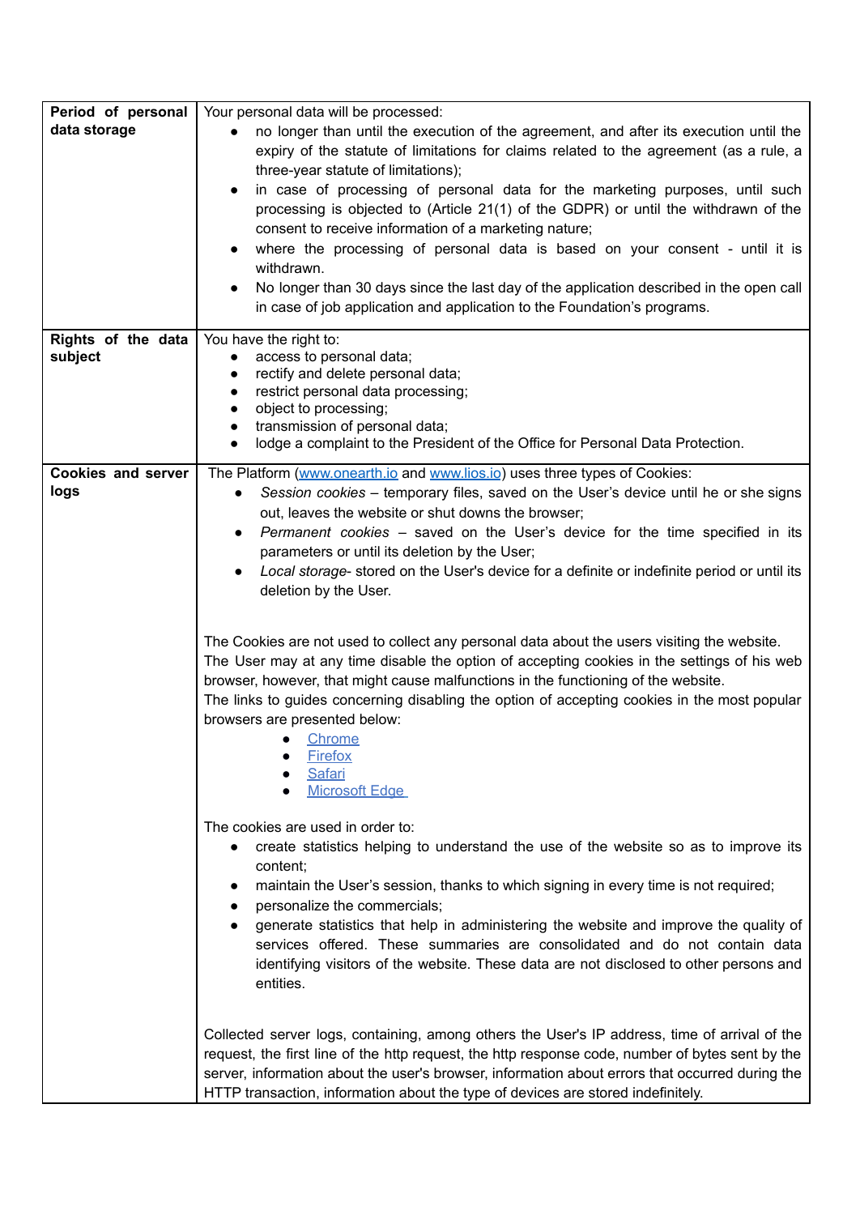| | |
|---|---|
| **Period of personal data storage** | Your personal data will be processed:<br>• no longer than until the execution of the agreement, and after its execution until the expiry of the statute of limitations for claims related to the agreement (as a rule, a three-year statute of limitations);<br>• in case of processing of personal data for the marketing purposes, until such processing is objected to (Article 21(1) of the GDPR) or until the withdrawn of the consent to receive information of a marketing nature;<br>• where the processing of personal data is based on your consent - until it is withdrawn.<br>• No longer than 30 days since the last day of the application described in the open call in case of job application and application to the Foundation's programs. |
| **Rights of the data subject** | You have the right to:<br>• access to personal data;<br>• rectify and delete personal data;<br>• restrict personal data processing;<br>• object to processing;<br>• transmission of personal data;<br>• lodge a complaint to the President of the Office for Personal Data Protection. |
| **Cookies and server logs** | The Platform (www.onearth.io and www.lios.io) uses three types of Cookies:<br>• *Session cookies* – temporary files, saved on the User's device until he or she signs out, leaves the website or shut downs the browser;<br>• *Permanent cookies* – saved on the User's device for the time specified in its parameters or until its deletion by the User;<br>• *Local storage*- stored on the User's device for a definite or indefinite period or until its deletion by the User.<br><br>The Cookies are not used to collect any personal data about the users visiting the website. The User may at any time disable the option of accepting cookies in the settings of his web browser, however, that might cause malfunctions in the functioning of the website.<br>The links to guides concerning disabling the option of accepting cookies in the most popular browsers are presented below:<br>• Chrome<br>• Firefox<br>• Safari<br>• Microsoft Edge<br><br>The cookies are used in order to:<br>• create statistics helping to understand the use of the website so as to improve its content;<br>• maintain the User's session, thanks to which signing in every time is not required;<br>• personalize the commercials;<br>• generate statistics that help in administering the website and improve the quality of services offered. These summaries are consolidated and do not contain data identifying visitors of the website. These data are not disclosed to other persons and entities.<br><br>Collected server logs, containing, among others the User's IP address, time of arrival of the request, the first line of the http request, the http response code, number of bytes sent by the server, information about the user's browser, information about errors that occurred during the HTTP transaction, information about the type of devices are stored indefinitely. |